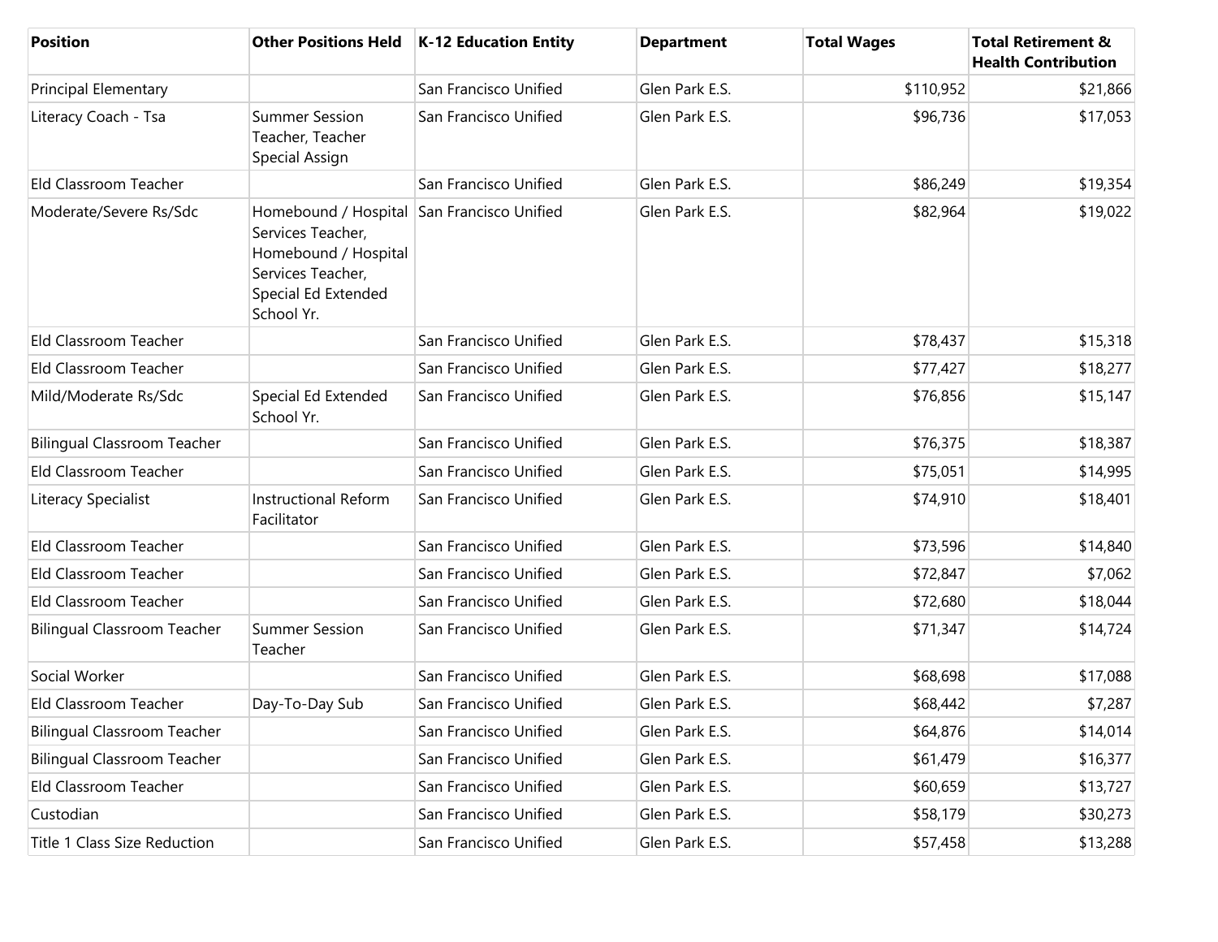| Position | Other Positions Held | K-12 Education Entity | Department | Total Wages | Total Retirement & Health Contribution |
|---|---|---|---|---|---|
| Principal Elementary | | San Francisco Unified | Glen Park E.S. | $110,952 | $21,866 |
| Literacy Coach - Tsa | Summer Session Teacher, Teacher Special Assign | San Francisco Unified | Glen Park E.S. | $96,736 | $17,053 |
| Eld Classroom Teacher | | San Francisco Unified | Glen Park E.S. | $86,249 | $19,354 |
| Moderate/Severe Rs/Sdc | Homebound / Hospital Services Teacher, Homebound / Hospital Services Teacher, Special Ed Extended School Yr. | San Francisco Unified | Glen Park E.S. | $82,964 | $19,022 |
| Eld Classroom Teacher | | San Francisco Unified | Glen Park E.S. | $78,437 | $15,318 |
| Eld Classroom Teacher | | San Francisco Unified | Glen Park E.S. | $77,427 | $18,277 |
| Mild/Moderate Rs/Sdc | Special Ed Extended School Yr. | San Francisco Unified | Glen Park E.S. | $76,856 | $15,147 |
| Bilingual Classroom Teacher | | San Francisco Unified | Glen Park E.S. | $76,375 | $18,387 |
| Eld Classroom Teacher | | San Francisco Unified | Glen Park E.S. | $75,051 | $14,995 |
| Literacy Specialist | Instructional Reform Facilitator | San Francisco Unified | Glen Park E.S. | $74,910 | $18,401 |
| Eld Classroom Teacher | | San Francisco Unified | Glen Park E.S. | $73,596 | $14,840 |
| Eld Classroom Teacher | | San Francisco Unified | Glen Park E.S. | $72,847 | $7,062 |
| Eld Classroom Teacher | | San Francisco Unified | Glen Park E.S. | $72,680 | $18,044 |
| Bilingual Classroom Teacher | Summer Session Teacher | San Francisco Unified | Glen Park E.S. | $71,347 | $14,724 |
| Social Worker | | San Francisco Unified | Glen Park E.S. | $68,698 | $17,088 |
| Eld Classroom Teacher | Day-To-Day Sub | San Francisco Unified | Glen Park E.S. | $68,442 | $7,287 |
| Bilingual Classroom Teacher | | San Francisco Unified | Glen Park E.S. | $64,876 | $14,014 |
| Bilingual Classroom Teacher | | San Francisco Unified | Glen Park E.S. | $61,479 | $16,377 |
| Eld Classroom Teacher | | San Francisco Unified | Glen Park E.S. | $60,659 | $13,727 |
| Custodian | | San Francisco Unified | Glen Park E.S. | $58,179 | $30,273 |
| Title 1 Class Size Reduction | | San Francisco Unified | Glen Park E.S. | $57,458 | $13,288 |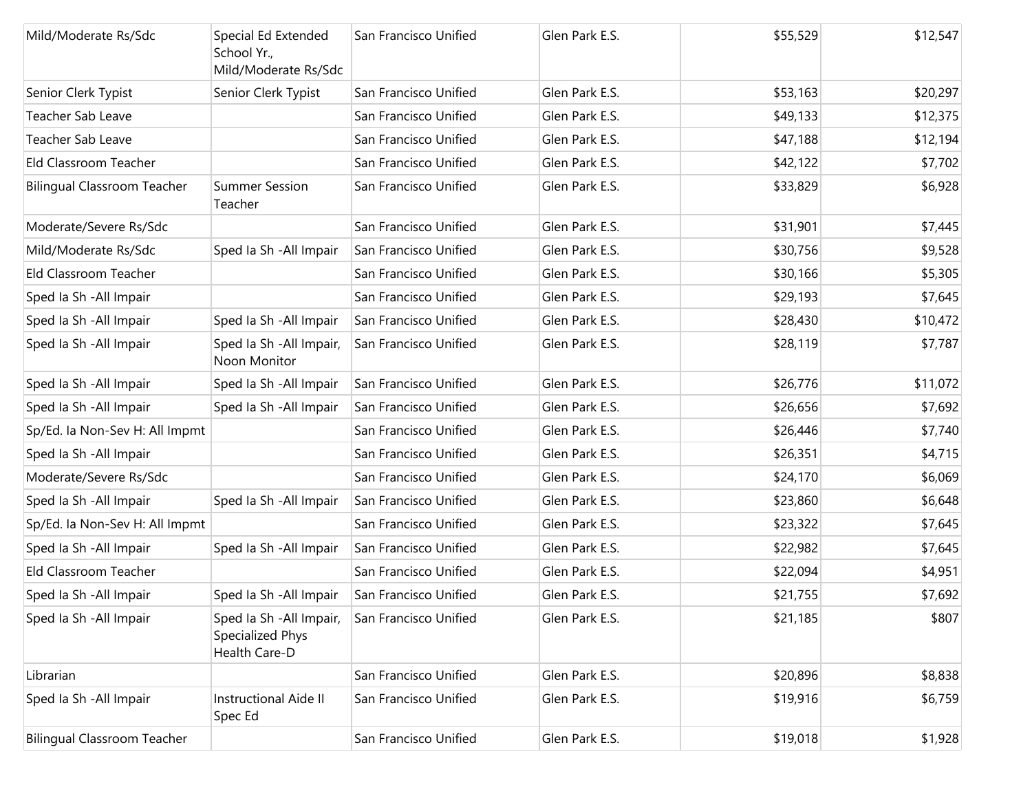| | | | | | |
|---|---|---|---|---|---|
| Mild/Moderate Rs/Sdc | Special Ed Extended School Yr., Mild/Moderate Rs/Sdc | San Francisco Unified | Glen Park E.S. | $55,529 | $12,547 |
| Senior Clerk Typist | Senior Clerk Typist | San Francisco Unified | Glen Park E.S. | $53,163 | $20,297 |
| Teacher Sab Leave | | San Francisco Unified | Glen Park E.S. | $49,133 | $12,375 |
| Teacher Sab Leave | | San Francisco Unified | Glen Park E.S. | $47,188 | $12,194 |
| Eld Classroom Teacher | | San Francisco Unified | Glen Park E.S. | $42,122 | $7,702 |
| Bilingual Classroom Teacher | Summer Session Teacher | San Francisco Unified | Glen Park E.S. | $33,829 | $6,928 |
| Moderate/Severe Rs/Sdc | | San Francisco Unified | Glen Park E.S. | $31,901 | $7,445 |
| Mild/Moderate Rs/Sdc | Sped Ia Sh -All Impair | San Francisco Unified | Glen Park E.S. | $30,756 | $9,528 |
| Eld Classroom Teacher | | San Francisco Unified | Glen Park E.S. | $30,166 | $5,305 |
| Sped Ia Sh -All Impair | | San Francisco Unified | Glen Park E.S. | $29,193 | $7,645 |
| Sped Ia Sh -All Impair | Sped Ia Sh -All Impair | San Francisco Unified | Glen Park E.S. | $28,430 | $10,472 |
| Sped Ia Sh -All Impair | Sped Ia Sh -All Impair, Noon Monitor | San Francisco Unified | Glen Park E.S. | $28,119 | $7,787 |
| Sped Ia Sh -All Impair | Sped Ia Sh -All Impair | San Francisco Unified | Glen Park E.S. | $26,776 | $11,072 |
| Sped Ia Sh -All Impair | Sped Ia Sh -All Impair | San Francisco Unified | Glen Park E.S. | $26,656 | $7,692 |
| Sp/Ed. Ia Non-Sev H: All Impmt | | San Francisco Unified | Glen Park E.S. | $26,446 | $7,740 |
| Sped Ia Sh -All Impair | | San Francisco Unified | Glen Park E.S. | $26,351 | $4,715 |
| Moderate/Severe Rs/Sdc | | San Francisco Unified | Glen Park E.S. | $24,170 | $6,069 |
| Sped Ia Sh -All Impair | Sped Ia Sh -All Impair | San Francisco Unified | Glen Park E.S. | $23,860 | $6,648 |
| Sp/Ed. Ia Non-Sev H: All Impmt | | San Francisco Unified | Glen Park E.S. | $23,322 | $7,645 |
| Sped Ia Sh -All Impair | Sped Ia Sh -All Impair | San Francisco Unified | Glen Park E.S. | $22,982 | $7,645 |
| Eld Classroom Teacher | | San Francisco Unified | Glen Park E.S. | $22,094 | $4,951 |
| Sped Ia Sh -All Impair | Sped Ia Sh -All Impair | San Francisco Unified | Glen Park E.S. | $21,755 | $7,692 |
| Sped Ia Sh -All Impair | Sped Ia Sh -All Impair, Specialized Phys Health Care-D | San Francisco Unified | Glen Park E.S. | $21,185 | $807 |
| Librarian | | San Francisco Unified | Glen Park E.S. | $20,896 | $8,838 |
| Sped Ia Sh -All Impair | Instructional Aide II Spec Ed | San Francisco Unified | Glen Park E.S. | $19,916 | $6,759 |
| Bilingual Classroom Teacher | | San Francisco Unified | Glen Park E.S. | $19,018 | $1,928 |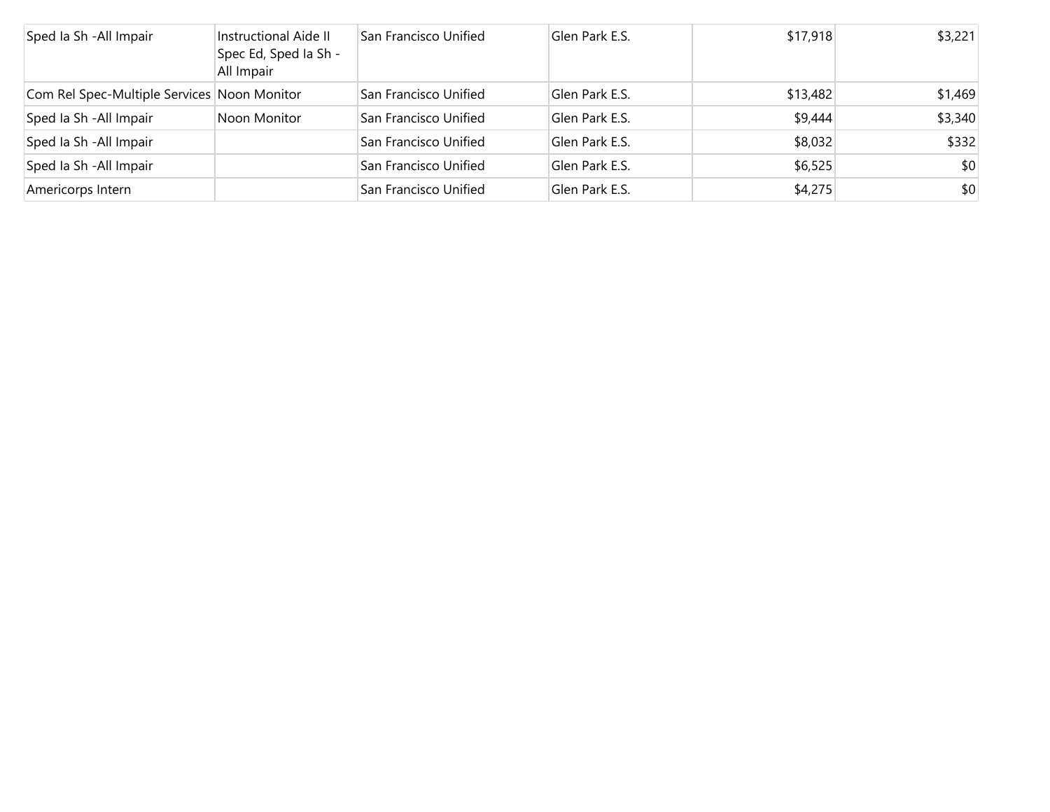| | | | | | |
|---|---|---|---|---|---|
| Sped Ia Sh -All Impair | Instructional Aide II Spec Ed, Sped Ia Sh - All Impair | San Francisco Unified | Glen Park E.S. | $17,918 | $3,221 |
| Com Rel Spec-Multiple Services | Noon Monitor | San Francisco Unified | Glen Park E.S. | $13,482 | $1,469 |
| Sped Ia Sh -All Impair | Noon Monitor | San Francisco Unified | Glen Park E.S. | $9,444 | $3,340 |
| Sped Ia Sh -All Impair | | San Francisco Unified | Glen Park E.S. | $8,032 | $332 |
| Sped Ia Sh -All Impair | | San Francisco Unified | Glen Park E.S. | $6,525 | $0 |
| Americorps Intern | | San Francisco Unified | Glen Park E.S. | $4,275 | $0 |